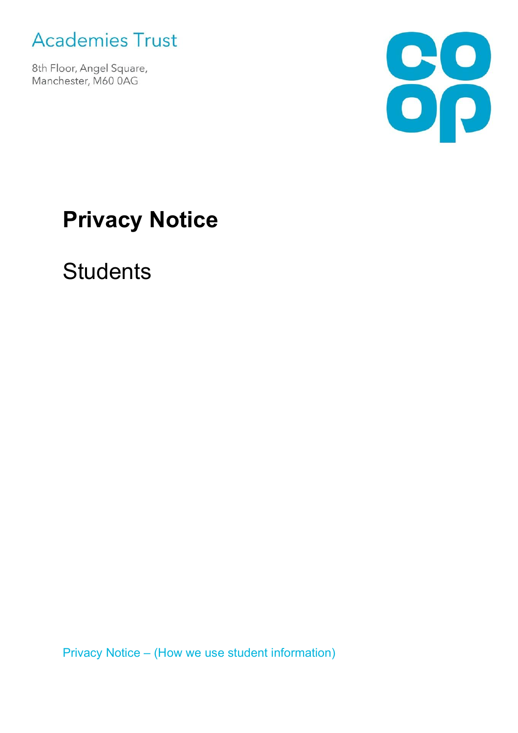Academies Trust

8th Floor, Angel Square,
Manchester, M60 0AG

# Privacy Notice

## Students

Privacy Notice – (How we use student information)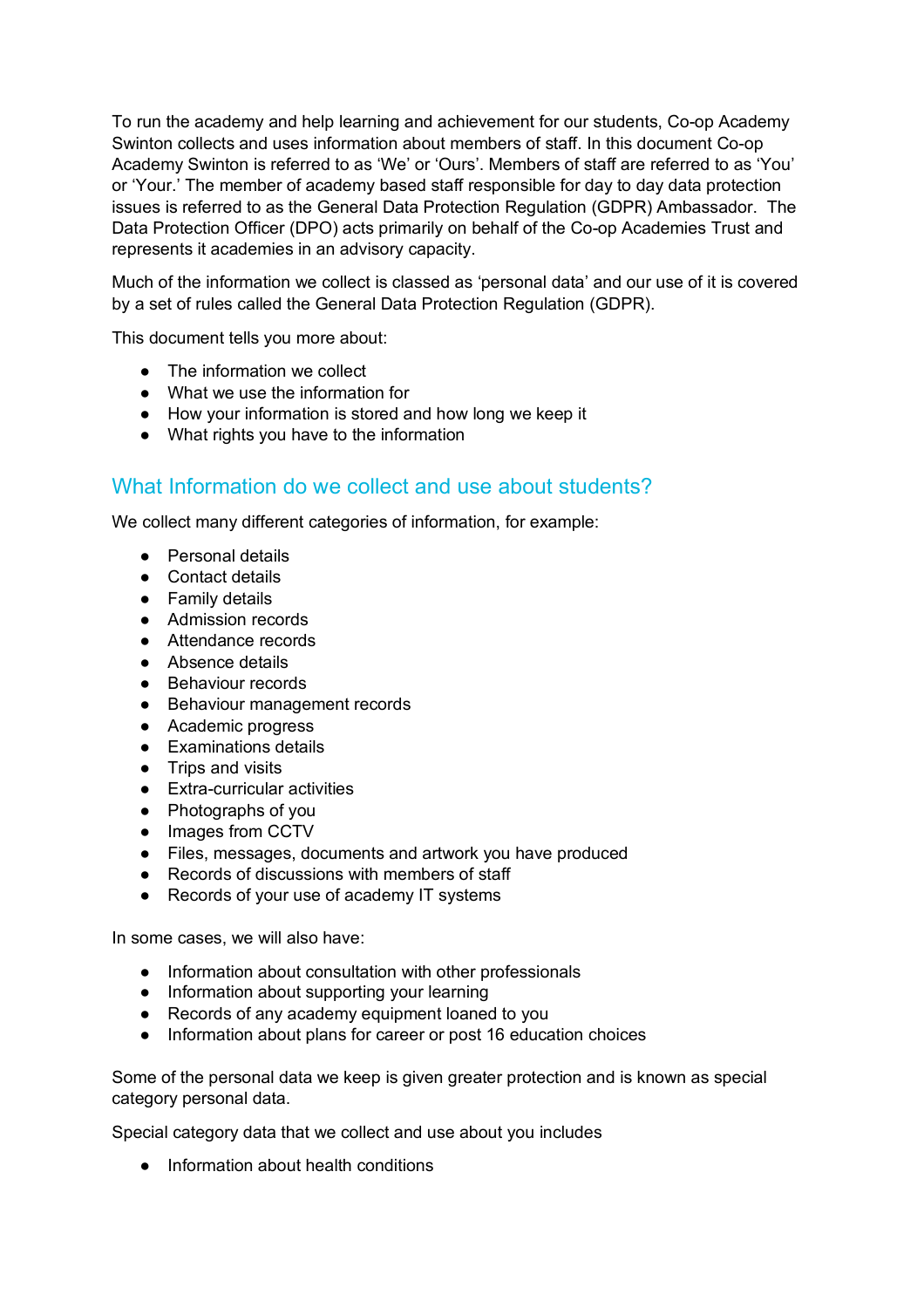To run the academy and help learning and achievement for our students, Co-op Academy Swinton collects and uses information about members of staff. In this document Co-op Academy Swinton is referred to as 'We' or 'Ours'. Members of staff are referred to as 'You' or 'Your.' The member of academy based staff responsible for day to day data protection issues is referred to as the General Data Protection Regulation (GDPR) Ambassador. The Data Protection Officer (DPO) acts primarily on behalf of the Co-op Academies Trust and represents it academies in an advisory capacity.

Much of the information we collect is classed as 'personal data' and our use of it is covered by a set of rules called the General Data Protection Regulation (GDPR).

This document tells you more about:

- The information we collect
- What we use the information for
- How your information is stored and how long we keep it
- What rights you have to the information

## What Information do we collect and use about students?

We collect many different categories of information, for example:

- Personal details
- Contact details
- Family details
- Admission records
- Attendance records
- Absence details
- Behaviour records
- Behaviour management records
- Academic progress
- Examinations details
- Trips and visits
- Extra-curricular activities
- Photographs of you
- Images from CCTV
- Files, messages, documents and artwork you have produced
- Records of discussions with members of staff
- Records of your use of academy IT systems

In some cases, we will also have:

- Information about consultation with other professionals
- Information about supporting your learning
- Records of any academy equipment loaned to you
- Information about plans for career or post 16 education choices

Some of the personal data we keep is given greater protection and is known as special category personal data.

Special category data that we collect and use about you includes

- Information about health conditions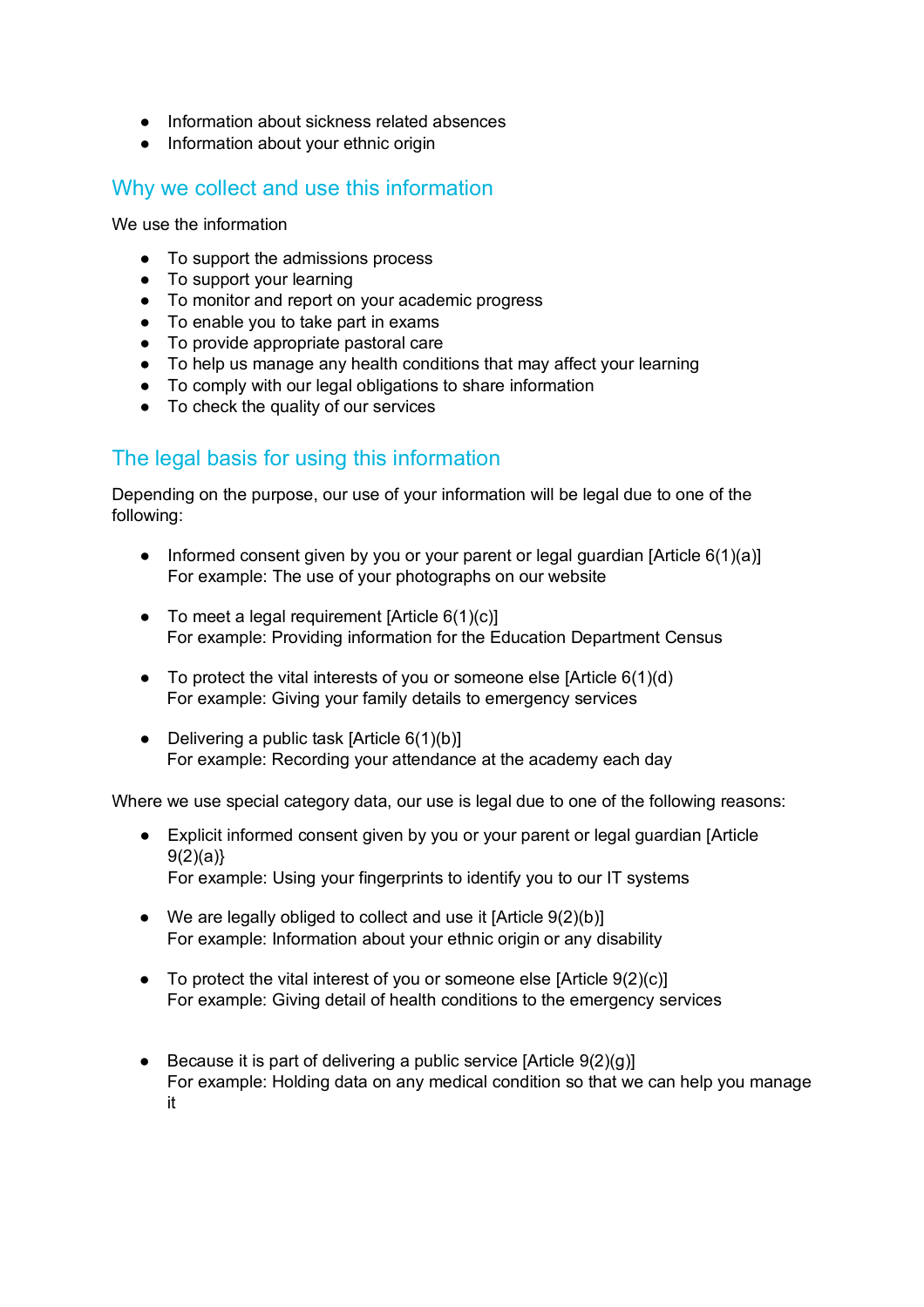- Information about sickness related absences
- Information about your ethnic origin

## Why we collect and use this information

We use the information

- To support the admissions process
- To support your learning
- To monitor and report on your academic progress
- To enable you to take part in exams
- To provide appropriate pastoral care
- To help us manage any health conditions that may affect your learning
- To comply with our legal obligations to share information
- To check the quality of our services

## The legal basis for using this information

Depending on the purpose, our use of your information will be legal due to one of the following:

- Informed consent given by you or your parent or legal guardian [Article 6(1)(a)]  
  For example: The use of your photographs on our website

- To meet a legal requirement [Article 6(1)(c)]  
  For example: Providing information for the Education Department Census

- To protect the vital interests of you or someone else [Article 6(1)(d)  
  For example: Giving your family details to emergency services

- Delivering a public task [Article 6(1)(b)]  
  For example: Recording your attendance at the academy each day

Where we use special category data, our use is legal due to one of the following reasons:

- Explicit informed consent given by you or your parent or legal guardian [Article 9(2)(a)}  
  For example: Using your fingerprints to identify you to our IT systems

- We are legally obliged to collect and use it [Article 9(2)(b)]  
  For example: Information about your ethnic origin or any disability

- To protect the vital interest of you or someone else [Article 9(2)(c)]  
  For example: Giving detail of health conditions to the emergency services

- Because it is part of delivering a public service [Article 9(2)(g)]  
  For example: Holding data on any medical condition so that we can help you manage it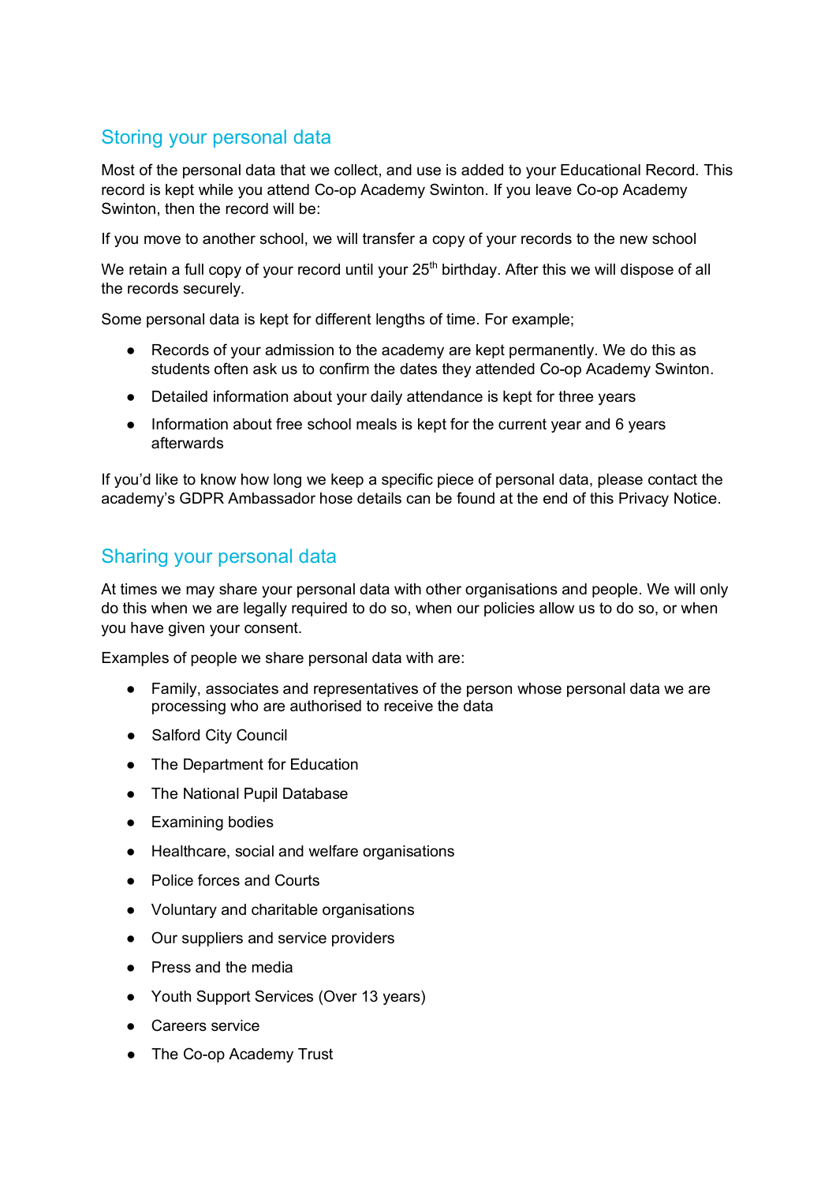## Storing your personal data

Most of the personal data that we collect, and use is added to your Educational Record. This record is kept while you attend Co-op Academy Swinton. If you leave Co-op Academy Swinton, then the record will be:

If you move to another school, we will transfer a copy of your records to the new school

We retain a full copy of your record until your 25th birthday. After this we will dispose of all the records securely.

Some personal data is kept for different lengths of time. For example;

- Records of your admission to the academy are kept permanently. We do this as students often ask us to confirm the dates they attended Co-op Academy Swinton.
- Detailed information about your daily attendance is kept for three years
- Information about free school meals is kept for the current year and 6 years afterwards

If you'd like to know how long we keep a specific piece of personal data, please contact the academy's GDPR Ambassador hose details can be found at the end of this Privacy Notice.

## Sharing your personal data

At times we may share your personal data with other organisations and people. We will only do this when we are legally required to do so, when our policies allow us to do so, or when you have given your consent.

Examples of people we share personal data with are:

- Family, associates and representatives of the person whose personal data we are processing who are authorised to receive the data
- Salford City Council
- The Department for Education
- The National Pupil Database
- Examining bodies
- Healthcare, social and welfare organisations
- Police forces and Courts
- Voluntary and charitable organisations
- Our suppliers and service providers
- Press and the media
- Youth Support Services (Over 13 years)
- Careers service
- The Co-op Academy Trust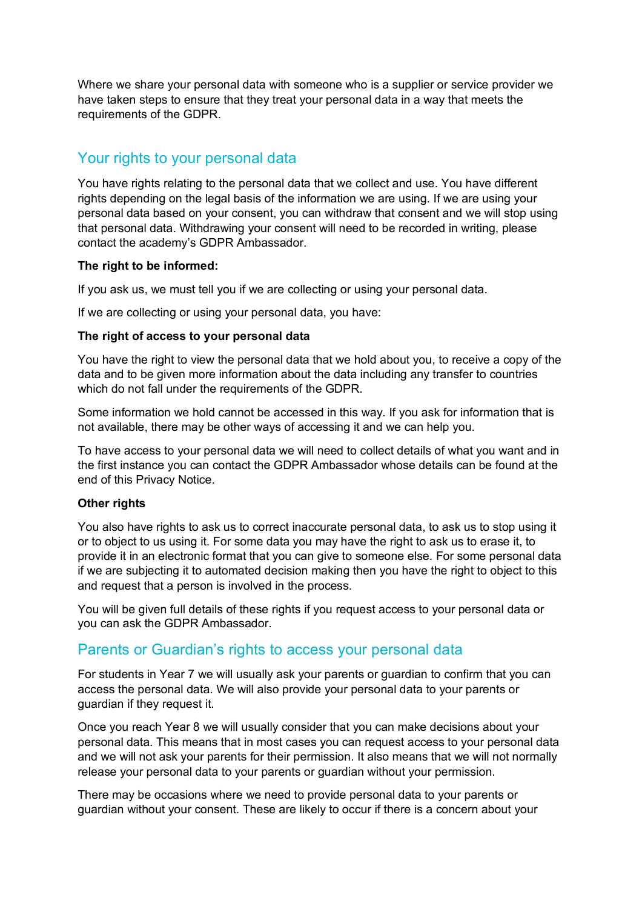Where we share your personal data with someone who is a supplier or service provider we have taken steps to ensure that they treat your personal data in a way that meets the requirements of the GDPR.

## Your rights to your personal data

You have rights relating to the personal data that we collect and use. You have different rights depending on the legal basis of the information we are using. If we are using your personal data based on your consent, you can withdraw that consent and we will stop using that personal data. Withdrawing your consent will need to be recorded in writing, please contact the academy's GDPR Ambassador.

**The right to be informed:**

If you ask us, we must tell you if we are collecting or using your personal data.

If we are collecting or using your personal data, you have:

**The right of access to your personal data**

You have the right to view the personal data that we hold about you, to receive a copy of the data and to be given more information about the data including any transfer to countries which do not fall under the requirements of the GDPR.

Some information we hold cannot be accessed in this way. If you ask for information that is not available, there may be other ways of accessing it and we can help you.

To have access to your personal data we will need to collect details of what you want and in the first instance you can contact the GDPR Ambassador whose details can be found at the end of this Privacy Notice.

**Other rights**

You also have rights to ask us to correct inaccurate personal data, to ask us to stop using it or to object to us using it. For some data you may have the right to ask us to erase it, to provide it in an electronic format that you can give to someone else. For some personal data if we are subjecting it to automated decision making then you have the right to object to this and request that a person is involved in the process.

You will be given full details of these rights if you request access to your personal data or you can ask the GDPR Ambassador.

## Parents or Guardian's rights to access your personal data

For students in Year 7 we will usually ask your parents or guardian to confirm that you can access the personal data. We will also provide your personal data to your parents or guardian if they request it.

Once you reach Year 8 we will usually consider that you can make decisions about your personal data. This means that in most cases you can request access to your personal data and we will not ask your parents for their permission. It also means that we will not normally release your personal data to your parents or guardian without your permission.

There may be occasions where we need to provide personal data to your parents or guardian without your consent. These are likely to occur if there is a concern about your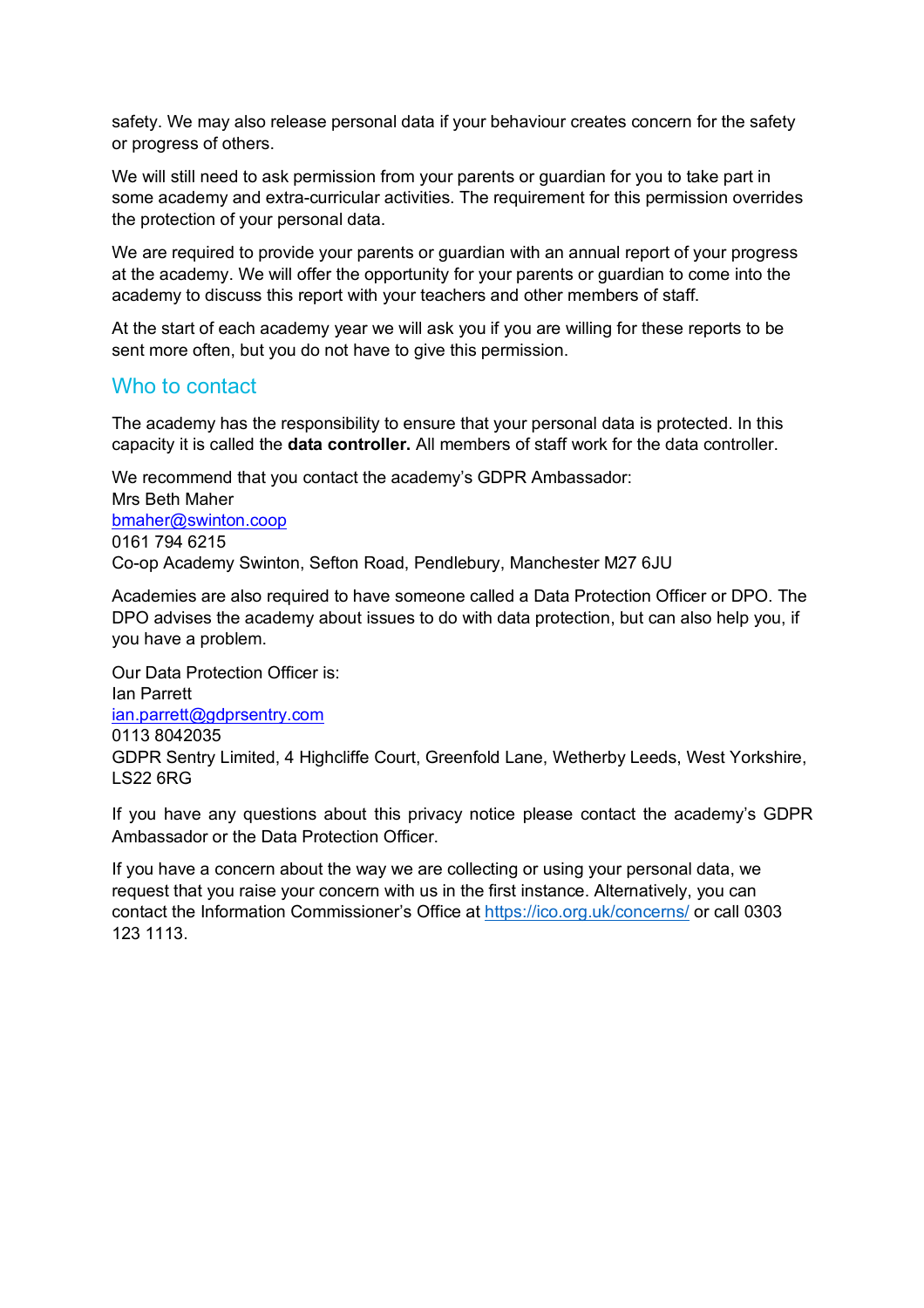safety. We may also release personal data if your behaviour creates concern for the safety or progress of others.

We will still need to ask permission from your parents or guardian for you to take part in some academy and extra-curricular activities. The requirement for this permission overrides the protection of your personal data.

We are required to provide your parents or guardian with an annual report of your progress at the academy. We will offer the opportunity for your parents or guardian to come into the academy to discuss this report with your teachers and other members of staff.

At the start of each academy year we will ask you if you are willing for these reports to be sent more often, but you do not have to give this permission.

## Who to contact

The academy has the responsibility to ensure that your personal data is protected. In this capacity it is called the **data controller.** All members of staff work for the data controller.

We recommend that you contact the academy's GDPR Ambassador:
Mrs Beth Maher
bmaher@swinton.coop
0161 794 6215
Co-op Academy Swinton, Sefton Road, Pendlebury, Manchester M27 6JU

Academies are also required to have someone called a Data Protection Officer or DPO. The DPO advises the academy about issues to do with data protection, but can also help you, if you have a problem.

Our Data Protection Officer is:
Ian Parrett
ian.parrett@gdprsentry.com
0113 8042035
GDPR Sentry Limited, 4 Highcliffe Court, Greenfold Lane, Wetherby Leeds, West Yorkshire, LS22 6RG

If you have any questions about this privacy notice please contact the academy's GDPR Ambassador or the Data Protection Officer.

If you have a concern about the way we are collecting or using your personal data, we request that you raise your concern with us in the first instance. Alternatively, you can contact the Information Commissioner's Office at https://ico.org.uk/concerns/ or call 0303 123 1113.